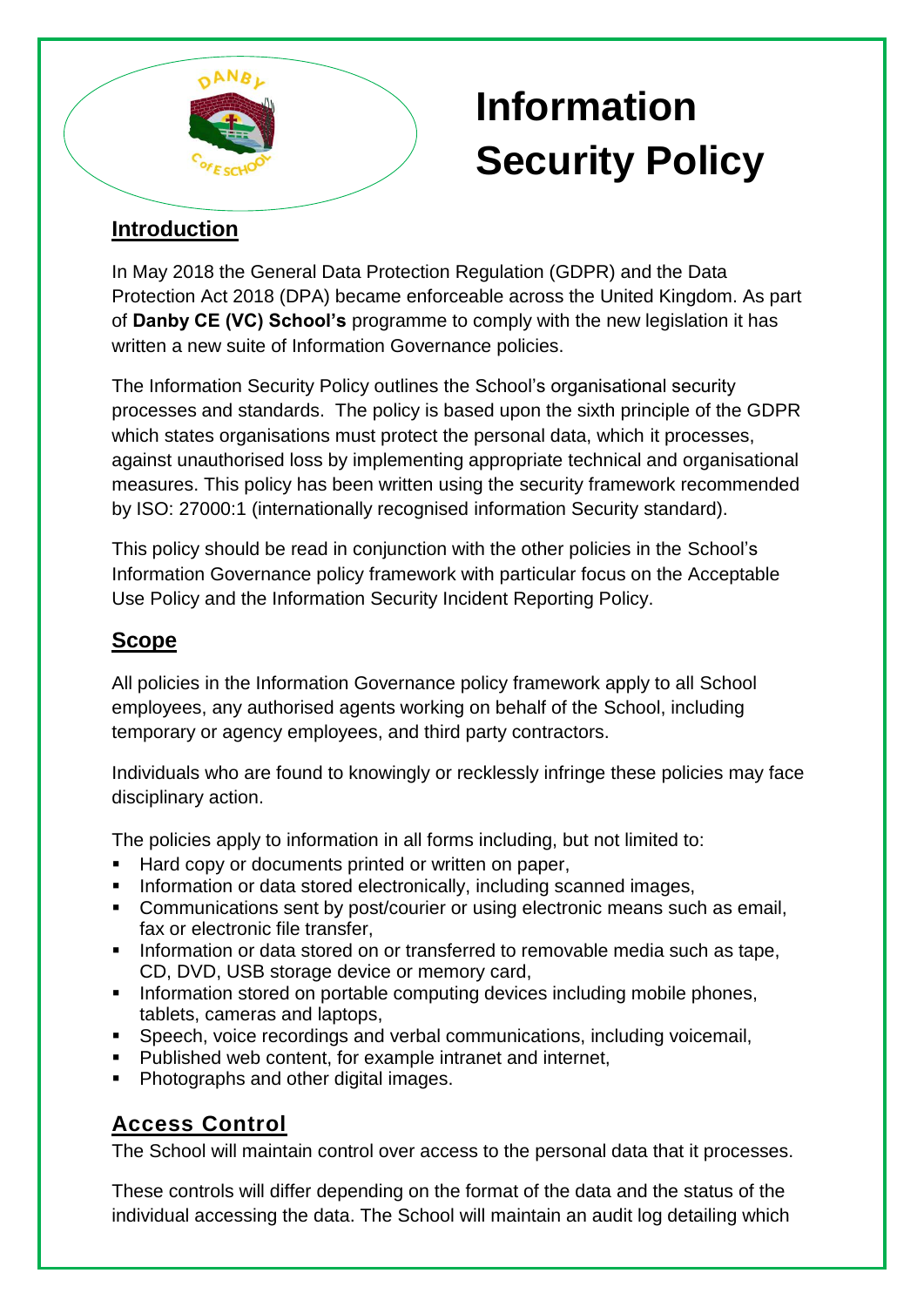# Information Security Policy

## Introduction

In May 2018 the General Data Protection Regulation (GDPR) and the Data Protection Act 2018 (DPA) became enforceable across the United Kingdom. As part of **Danby CE (VC) School's** programme to comply with the new legislation it has written a new suite of Information Governance policies.

The Information Security Policy outlines the School's organisational security processes and standards. The policy is based upon the sixth principle of the GDPR which states organisations must protect the personal data, which it processes, against unauthorised loss by implementing appropriate technical and organisational measures. This policy has been written using the security framework recommended by ISO: 27000:1 (internationally recognised information Security standard).

This policy should be read in conjunction with the other policies in the School's Information Governance policy framework with particular focus on the Acceptable Use Policy and the Information Security Incident Reporting Policy.

## Scope

All policies in the Information Governance policy framework apply to all School employees, any authorised agents working on behalf of the School, including temporary or agency employees, and third party contractors.

Individuals who are found to knowingly or recklessly infringe these policies may face disciplinary action.

The policies apply to information in all forms including, but not limited to:

- Hard copy or documents printed or written on paper,
- Information or data stored electronically, including scanned images,
- Communications sent by post/courier or using electronic means such as email, fax or electronic file transfer,
- Information or data stored on or transferred to removable media such as tape, CD, DVD, USB storage device or memory card,
- Information stored on portable computing devices including mobile phones, tablets, cameras and laptops,
- Speech, voice recordings and verbal communications, including voicemail,
- Published web content, for example intranet and internet,
- Photographs and other digital images.

## Access Control

The School will maintain control over access to the personal data that it processes.

These controls will differ depending on the format of the data and the status of the individual accessing the data. The School will maintain an audit log detailing which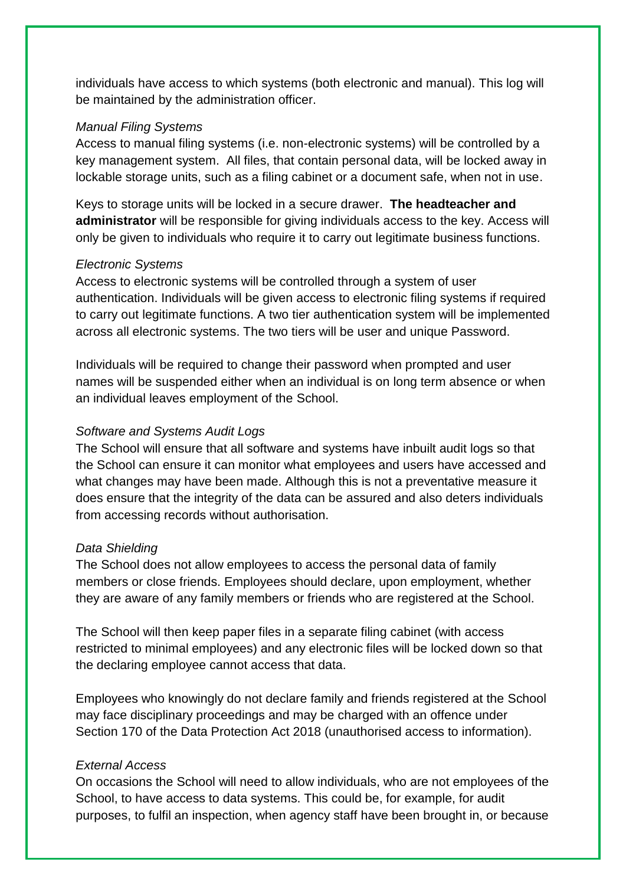individuals have access to which systems (both electronic and manual). This log will be maintained by the administration officer.

*Manual Filing Systems*

Access to manual filing systems (i.e. non-electronic systems) will be controlled by a key management system. All files, that contain personal data, will be locked away in lockable storage units, such as a filing cabinet or a document safe, when not in use.

Keys to storage units will be locked in a secure drawer. **The headteacher and administrator** will be responsible for giving individuals access to the key. Access will only be given to individuals who require it to carry out legitimate business functions.

*Electronic Systems*

Access to electronic systems will be controlled through a system of user authentication. Individuals will be given access to electronic filing systems if required to carry out legitimate functions. A two tier authentication system will be implemented across all electronic systems. The two tiers will be user and unique Password.

Individuals will be required to change their password when prompted and user names will be suspended either when an individual is on long term absence or when an individual leaves employment of the School.

*Software and Systems Audit Logs*

The School will ensure that all software and systems have inbuilt audit logs so that the School can ensure it can monitor what employees and users have accessed and what changes may have been made. Although this is not a preventative measure it does ensure that the integrity of the data can be assured and also deters individuals from accessing records without authorisation.

*Data Shielding*

The School does not allow employees to access the personal data of family members or close friends. Employees should declare, upon employment, whether they are aware of any family members or friends who are registered at the School.

The School will then keep paper files in a separate filing cabinet (with access restricted to minimal employees) and any electronic files will be locked down so that the declaring employee cannot access that data.

Employees who knowingly do not declare family and friends registered at the School may face disciplinary proceedings and may be charged with an offence under Section 170 of the Data Protection Act 2018 (unauthorised access to information).

*External Access*

On occasions the School will need to allow individuals, who are not employees of the School, to have access to data systems. This could be, for example, for audit purposes, to fulfil an inspection, when agency staff have been brought in, or because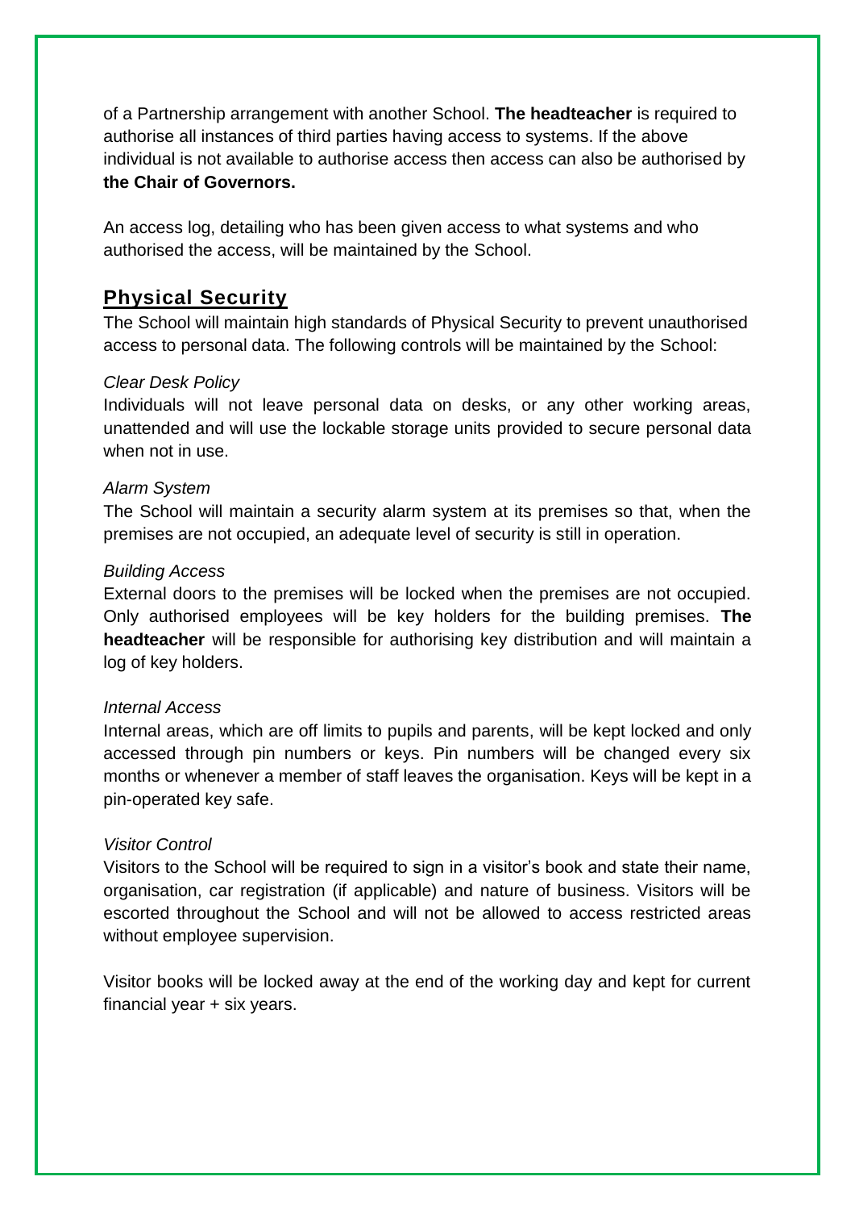of a Partnership arrangement with another School. **The headteacher** is required to authorise all instances of third parties having access to systems. If the above individual is not available to authorise access then access can also be authorised by **the Chair of Governors.**

An access log, detailing who has been given access to what systems and who authorised the access, will be maintained by the School.

## Physical Security

The School will maintain high standards of Physical Security to prevent unauthorised access to personal data. The following controls will be maintained by the School:

*Clear Desk Policy*

Individuals will not leave personal data on desks, or any other working areas, unattended and will use the lockable storage units provided to secure personal data when not in use.

*Alarm System*

The School will maintain a security alarm system at its premises so that, when the premises are not occupied, an adequate level of security is still in operation.

*Building Access*

External doors to the premises will be locked when the premises are not occupied. Only authorised employees will be key holders for the building premises. **The headteacher** will be responsible for authorising key distribution and will maintain a log of key holders.

*Internal Access*

Internal areas, which are off limits to pupils and parents, will be kept locked and only accessed through pin numbers or keys. Pin numbers will be changed every six months or whenever a member of staff leaves the organisation. Keys will be kept in a pin-operated key safe.

*Visitor Control*

Visitors to the School will be required to sign in a visitor's book and state their name, organisation, car registration (if applicable) and nature of business. Visitors will be escorted throughout the School and will not be allowed to access restricted areas without employee supervision.

Visitor books will be locked away at the end of the working day and kept for current financial year + six years.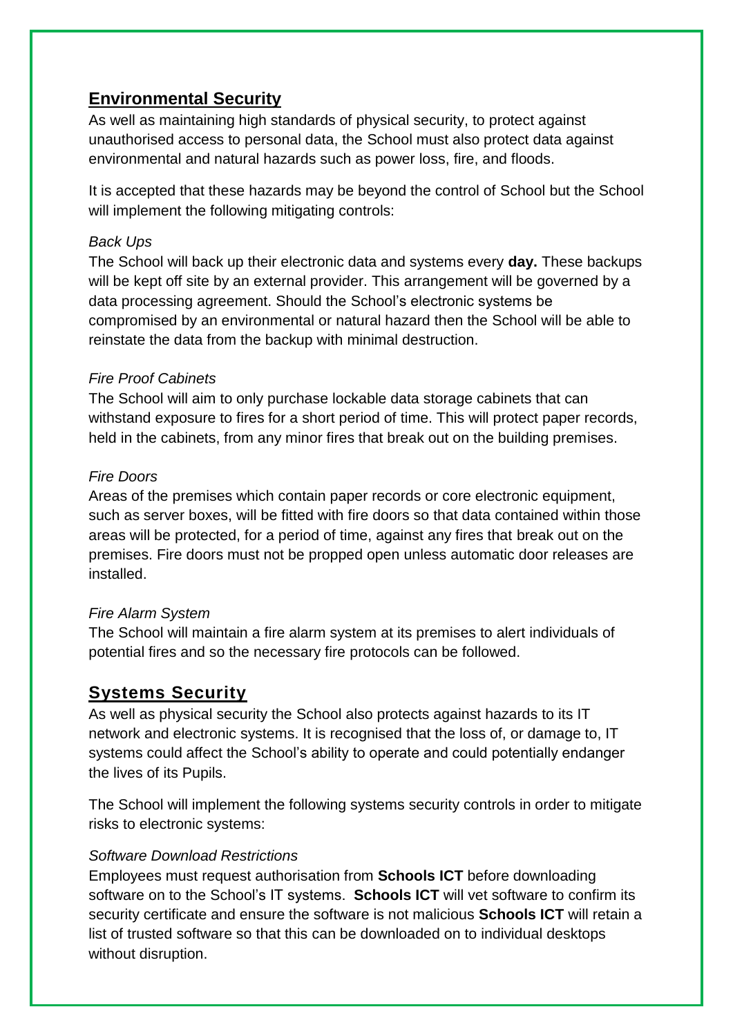## Environmental Security

As well as maintaining high standards of physical security, to protect against unauthorised access to personal data, the School must also protect data against environmental and natural hazards such as power loss, fire, and floods.

It is accepted that these hazards may be beyond the control of School but the School will implement the following mitigating controls:

*Back Ups*

The School will back up their electronic data and systems every **day.** These backups will be kept off site by an external provider. This arrangement will be governed by a data processing agreement. Should the School's electronic systems be compromised by an environmental or natural hazard then the School will be able to reinstate the data from the backup with minimal destruction.

*Fire Proof Cabinets*

The School will aim to only purchase lockable data storage cabinets that can withstand exposure to fires for a short period of time. This will protect paper records, held in the cabinets, from any minor fires that break out on the building premises.

*Fire Doors*

Areas of the premises which contain paper records or core electronic equipment, such as server boxes, will be fitted with fire doors so that data contained within those areas will be protected, for a period of time, against any fires that break out on the premises. Fire doors must not be propped open unless automatic door releases are installed.

*Fire Alarm System*

The School will maintain a fire alarm system at its premises to alert individuals of potential fires and so the necessary fire protocols can be followed.

## Systems Security

As well as physical security the School also protects against hazards to its IT network and electronic systems. It is recognised that the loss of, or damage to, IT systems could affect the School's ability to operate and could potentially endanger the lives of its Pupils.

The School will implement the following systems security controls in order to mitigate risks to electronic systems:

*Software Download Restrictions*

Employees must request authorisation from **Schools ICT** before downloading software on to the School's IT systems. **Schools ICT** will vet software to confirm its security certificate and ensure the software is not malicious **Schools ICT** will retain a list of trusted software so that this can be downloaded on to individual desktops without disruption.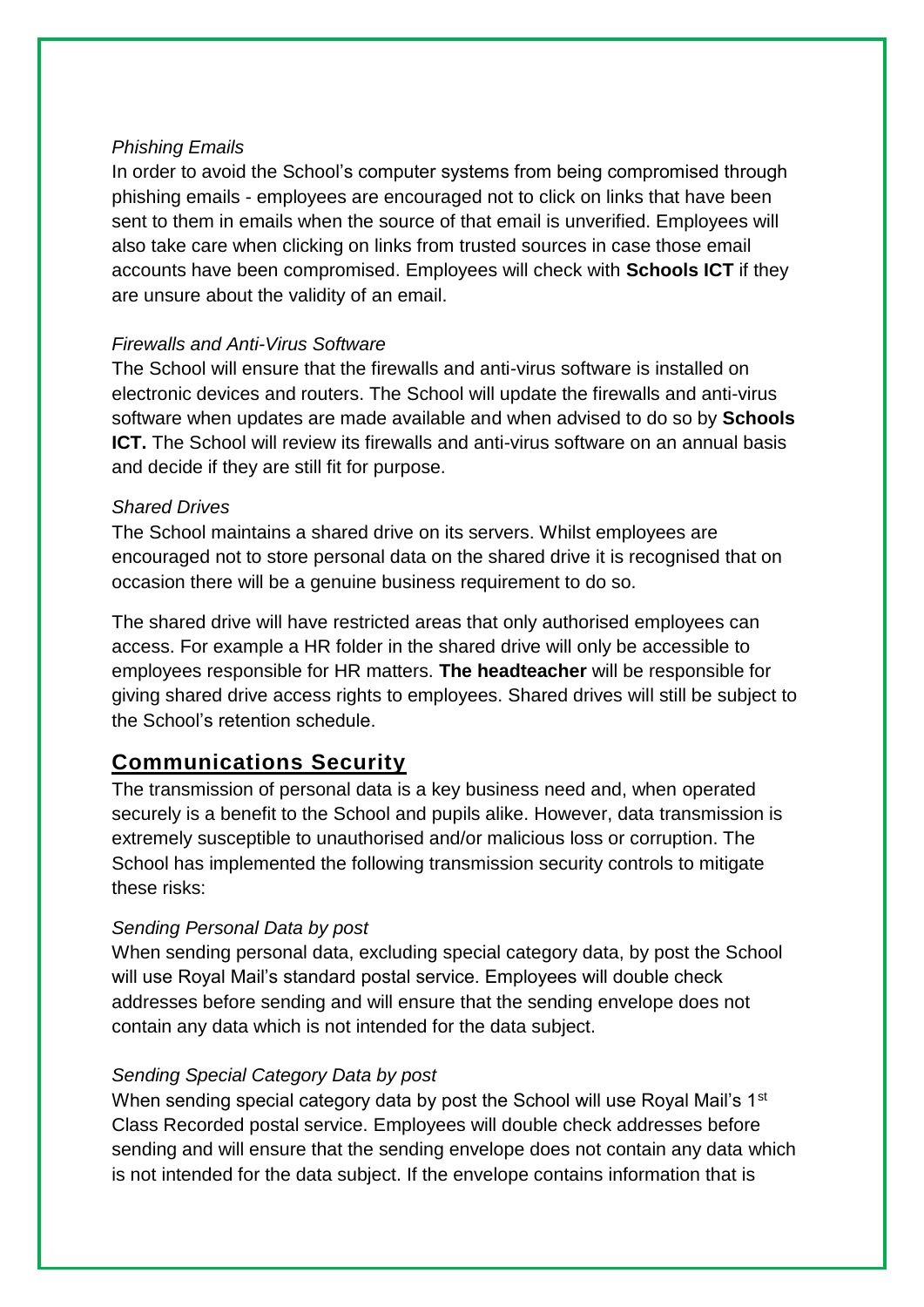*Phishing Emails*

In order to avoid the School's computer systems from being compromised through phishing emails - employees are encouraged not to click on links that have been sent to them in emails when the source of that email is unverified. Employees will also take care when clicking on links from trusted sources in case those email accounts have been compromised. Employees will check with **Schools ICT** if they are unsure about the validity of an email.

*Firewalls and Anti-Virus Software*

The School will ensure that the firewalls and anti-virus software is installed on electronic devices and routers. The School will update the firewalls and anti-virus software when updates are made available and when advised to do so by **Schools ICT.** The School will review its firewalls and anti-virus software on an annual basis and decide if they are still fit for purpose.

*Shared Drives*

The School maintains a shared drive on its servers. Whilst employees are encouraged not to store personal data on the shared drive it is recognised that on occasion there will be a genuine business requirement to do so.

The shared drive will have restricted areas that only authorised employees can access. For example a HR folder in the shared drive will only be accessible to employees responsible for HR matters. **The headteacher** will be responsible for giving shared drive access rights to employees. Shared drives will still be subject to the School's retention schedule.

## Communications Security

The transmission of personal data is a key business need and, when operated securely is a benefit to the School and pupils alike. However, data transmission is extremely susceptible to unauthorised and/or malicious loss or corruption. The School has implemented the following transmission security controls to mitigate these risks:

*Sending Personal Data by post*

When sending personal data, excluding special category data, by post the School will use Royal Mail's standard postal service. Employees will double check addresses before sending and will ensure that the sending envelope does not contain any data which is not intended for the data subject.

*Sending Special Category Data by post*

When sending special category data by post the School will use Royal Mail's 1st Class Recorded postal service. Employees will double check addresses before sending and will ensure that the sending envelope does not contain any data which is not intended for the data subject. If the envelope contains information that is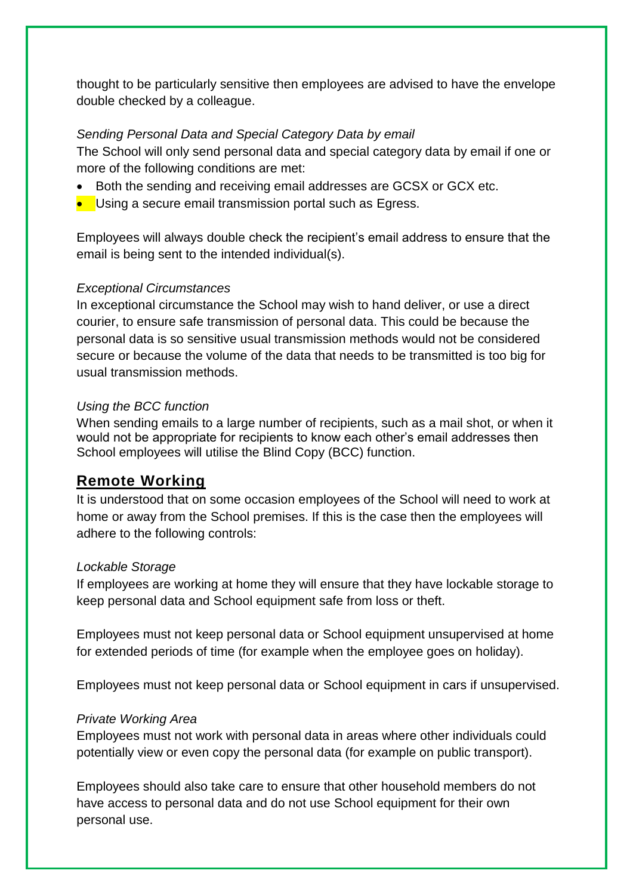thought to be particularly sensitive then employees are advised to have the envelope double checked by a colleague.

*Sending Personal Data and Special Category Data by email*

The School will only send personal data and special category data by email if one or more of the following conditions are met:

- Both the sending and receiving email addresses are GCSX or GCX etc.
- Using a secure email transmission portal such as Egress.

Employees will always double check the recipient's email address to ensure that the email is being sent to the intended individual(s).

*Exceptional Circumstances*

In exceptional circumstance the School may wish to hand deliver, or use a direct courier, to ensure safe transmission of personal data. This could be because the personal data is so sensitive usual transmission methods would not be considered secure or because the volume of the data that needs to be transmitted is too big for usual transmission methods.

*Using the BCC function*

When sending emails to a large number of recipients, such as a mail shot, or when it would not be appropriate for recipients to know each other's email addresses then School employees will utilise the Blind Copy (BCC) function.

## Remote Working

It is understood that on some occasion employees of the School will need to work at home or away from the School premises. If this is the case then the employees will adhere to the following controls:

*Lockable Storage*

If employees are working at home they will ensure that they have lockable storage to keep personal data and School equipment safe from loss or theft.

Employees must not keep personal data or School equipment unsupervised at home for extended periods of time (for example when the employee goes on holiday).

Employees must not keep personal data or School equipment in cars if unsupervised.

*Private Working Area*

Employees must not work with personal data in areas where other individuals could potentially view or even copy the personal data (for example on public transport).

Employees should also take care to ensure that other household members do not have access to personal data and do not use School equipment for their own personal use.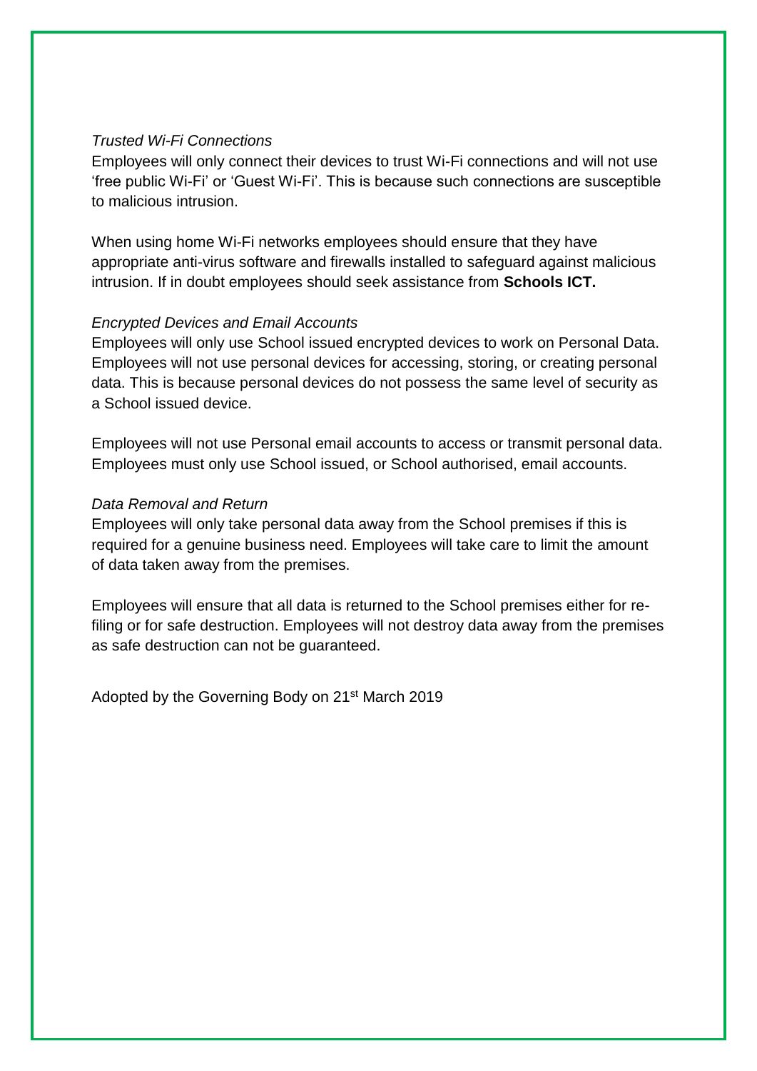*Trusted Wi-Fi Connections*

Employees will only connect their devices to trust Wi-Fi connections and will not use 'free public Wi-Fi' or 'Guest Wi-Fi'. This is because such connections are susceptible to malicious intrusion.

When using home Wi-Fi networks employees should ensure that they have appropriate anti-virus software and firewalls installed to safeguard against malicious intrusion. If in doubt employees should seek assistance from **Schools ICT.**

*Encrypted Devices and Email Accounts*

Employees will only use School issued encrypted devices to work on Personal Data. Employees will not use personal devices for accessing, storing, or creating personal data. This is because personal devices do not possess the same level of security as a School issued device.

Employees will not use Personal email accounts to access or transmit personal data. Employees must only use School issued, or School authorised, email accounts.

*Data Removal and Return*

Employees will only take personal data away from the School premises if this is required for a genuine business need. Employees will take care to limit the amount of data taken away from the premises.

Employees will ensure that all data is returned to the School premises either for re-filing or for safe destruction. Employees will not destroy data away from the premises as safe destruction can not be guaranteed.

Adopted by the Governing Body on 21st March 2019